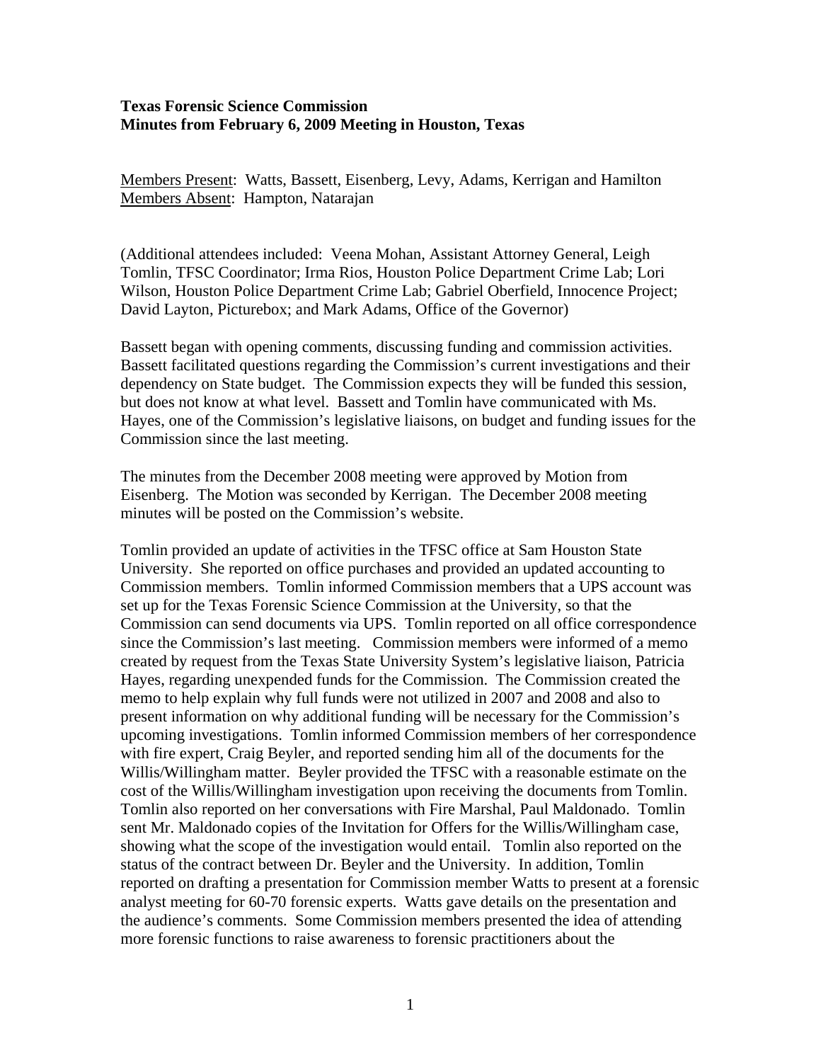**Texas Forensic Science Commission**
**Minutes from February 6, 2009 Meeting in Houston, Texas**

Members Present: Watts, Bassett, Eisenberg, Levy, Adams, Kerrigan and Hamilton
Members Absent: Hampton, Natarajan

(Additional attendees included: Veena Mohan, Assistant Attorney General, Leigh Tomlin, TFSC Coordinator; Irma Rios, Houston Police Department Crime Lab; Lori Wilson, Houston Police Department Crime Lab; Gabriel Oberfield, Innocence Project; David Layton, Picturebox; and Mark Adams, Office of the Governor)

Bassett began with opening comments, discussing funding and commission activities. Bassett facilitated questions regarding the Commission's current investigations and their dependency on State budget. The Commission expects they will be funded this session, but does not know at what level. Bassett and Tomlin have communicated with Ms. Hayes, one of the Commission's legislative liaisons, on budget and funding issues for the Commission since the last meeting.

The minutes from the December 2008 meeting were approved by Motion from Eisenberg. The Motion was seconded by Kerrigan. The December 2008 meeting minutes will be posted on the Commission's website.

Tomlin provided an update of activities in the TFSC office at Sam Houston State University. She reported on office purchases and provided an updated accounting to Commission members. Tomlin informed Commission members that a UPS account was set up for the Texas Forensic Science Commission at the University, so that the Commission can send documents via UPS. Tomlin reported on all office correspondence since the Commission's last meeting. Commission members were informed of a memo created by request from the Texas State University System's legislative liaison, Patricia Hayes, regarding unexpended funds for the Commission. The Commission created the memo to help explain why full funds were not utilized in 2007 and 2008 and also to present information on why additional funding will be necessary for the Commission's upcoming investigations. Tomlin informed Commission members of her correspondence with fire expert, Craig Beyler, and reported sending him all of the documents for the Willis/Willingham matter. Beyler provided the TFSC with a reasonable estimate on the cost of the Willis/Willingham investigation upon receiving the documents from Tomlin. Tomlin also reported on her conversations with Fire Marshal, Paul Maldonado. Tomlin sent Mr. Maldonado copies of the Invitation for Offers for the Willis/Willingham case, showing what the scope of the investigation would entail. Tomlin also reported on the status of the contract between Dr. Beyler and the University. In addition, Tomlin reported on drafting a presentation for Commission member Watts to present at a forensic analyst meeting for 60-70 forensic experts. Watts gave details on the presentation and the audience's comments. Some Commission members presented the idea of attending more forensic functions to raise awareness to forensic practitioners about the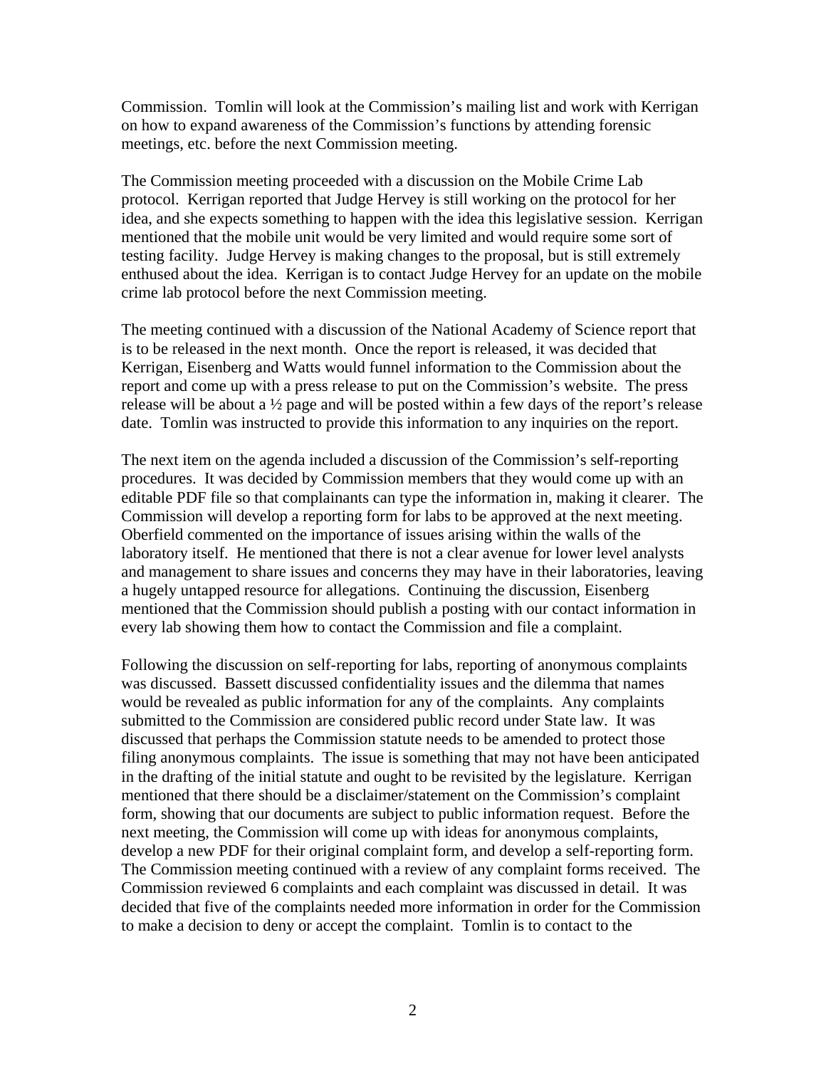Commission. Tomlin will look at the Commission's mailing list and work with Kerrigan on how to expand awareness of the Commission's functions by attending forensic meetings, etc. before the next Commission meeting.

The Commission meeting proceeded with a discussion on the Mobile Crime Lab protocol. Kerrigan reported that Judge Hervey is still working on the protocol for her idea, and she expects something to happen with the idea this legislative session. Kerrigan mentioned that the mobile unit would be very limited and would require some sort of testing facility. Judge Hervey is making changes to the proposal, but is still extremely enthused about the idea. Kerrigan is to contact Judge Hervey for an update on the mobile crime lab protocol before the next Commission meeting.

The meeting continued with a discussion of the National Academy of Science report that is to be released in the next month. Once the report is released, it was decided that Kerrigan, Eisenberg and Watts would funnel information to the Commission about the report and come up with a press release to put on the Commission's website. The press release will be about a ½ page and will be posted within a few days of the report's release date. Tomlin was instructed to provide this information to any inquiries on the report.

The next item on the agenda included a discussion of the Commission's self-reporting procedures. It was decided by Commission members that they would come up with an editable PDF file so that complainants can type the information in, making it clearer. The Commission will develop a reporting form for labs to be approved at the next meeting. Oberfield commented on the importance of issues arising within the walls of the laboratory itself. He mentioned that there is not a clear avenue for lower level analysts and management to share issues and concerns they may have in their laboratories, leaving a hugely untapped resource for allegations. Continuing the discussion, Eisenberg mentioned that the Commission should publish a posting with our contact information in every lab showing them how to contact the Commission and file a complaint.

Following the discussion on self-reporting for labs, reporting of anonymous complaints was discussed. Bassett discussed confidentiality issues and the dilemma that names would be revealed as public information for any of the complaints. Any complaints submitted to the Commission are considered public record under State law. It was discussed that perhaps the Commission statute needs to be amended to protect those filing anonymous complaints. The issue is something that may not have been anticipated in the drafting of the initial statute and ought to be revisited by the legislature. Kerrigan mentioned that there should be a disclaimer/statement on the Commission's complaint form, showing that our documents are subject to public information request. Before the next meeting, the Commission will come up with ideas for anonymous complaints, develop a new PDF for their original complaint form, and develop a self-reporting form. The Commission meeting continued with a review of any complaint forms received. The Commission reviewed 6 complaints and each complaint was discussed in detail. It was decided that five of the complaints needed more information in order for the Commission to make a decision to deny or accept the complaint. Tomlin is to contact to the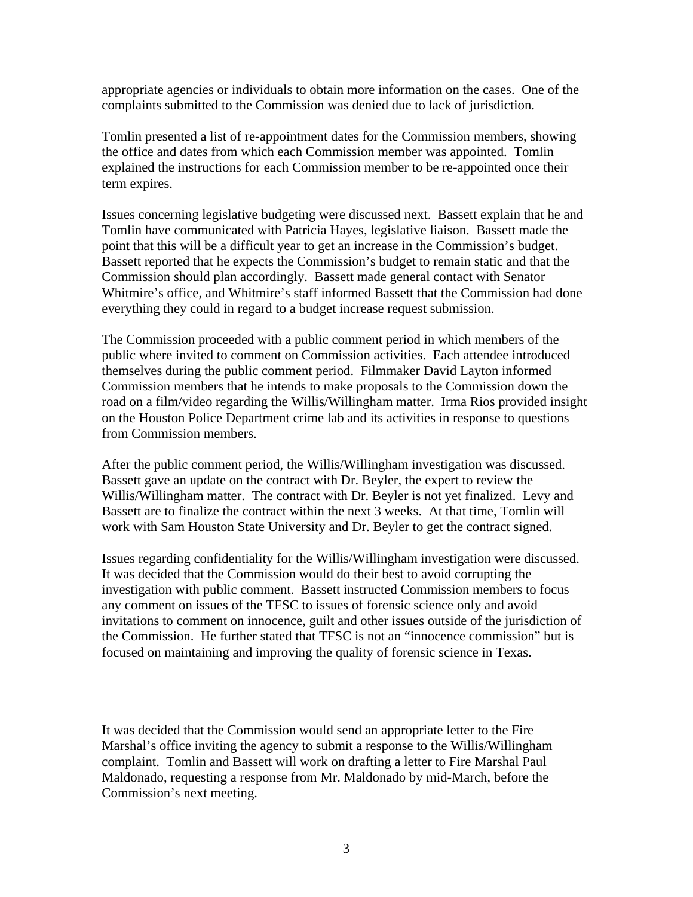appropriate agencies or individuals to obtain more information on the cases. One of the complaints submitted to the Commission was denied due to lack of jurisdiction.

Tomlin presented a list of re-appointment dates for the Commission members, showing the office and dates from which each Commission member was appointed. Tomlin explained the instructions for each Commission member to be re-appointed once their term expires.

Issues concerning legislative budgeting were discussed next. Bassett explain that he and Tomlin have communicated with Patricia Hayes, legislative liaison. Bassett made the point that this will be a difficult year to get an increase in the Commission's budget. Bassett reported that he expects the Commission's budget to remain static and that the Commission should plan accordingly. Bassett made general contact with Senator Whitmire's office, and Whitmire's staff informed Bassett that the Commission had done everything they could in regard to a budget increase request submission.

The Commission proceeded with a public comment period in which members of the public where invited to comment on Commission activities. Each attendee introduced themselves during the public comment period. Filmmaker David Layton informed Commission members that he intends to make proposals to the Commission down the road on a film/video regarding the Willis/Willingham matter. Irma Rios provided insight on the Houston Police Department crime lab and its activities in response to questions from Commission members.

After the public comment period, the Willis/Willingham investigation was discussed. Bassett gave an update on the contract with Dr. Beyler, the expert to review the Willis/Willingham matter. The contract with Dr. Beyler is not yet finalized. Levy and Bassett are to finalize the contract within the next 3 weeks. At that time, Tomlin will work with Sam Houston State University and Dr. Beyler to get the contract signed.

Issues regarding confidentiality for the Willis/Willingham investigation were discussed. It was decided that the Commission would do their best to avoid corrupting the investigation with public comment. Bassett instructed Commission members to focus any comment on issues of the TFSC to issues of forensic science only and avoid invitations to comment on innocence, guilt and other issues outside of the jurisdiction of the Commission. He further stated that TFSC is not an "innocence commission" but is focused on maintaining and improving the quality of forensic science in Texas.

It was decided that the Commission would send an appropriate letter to the Fire Marshal's office inviting the agency to submit a response to the Willis/Willingham complaint. Tomlin and Bassett will work on drafting a letter to Fire Marshal Paul Maldonado, requesting a response from Mr. Maldonado by mid-March, before the Commission's next meeting.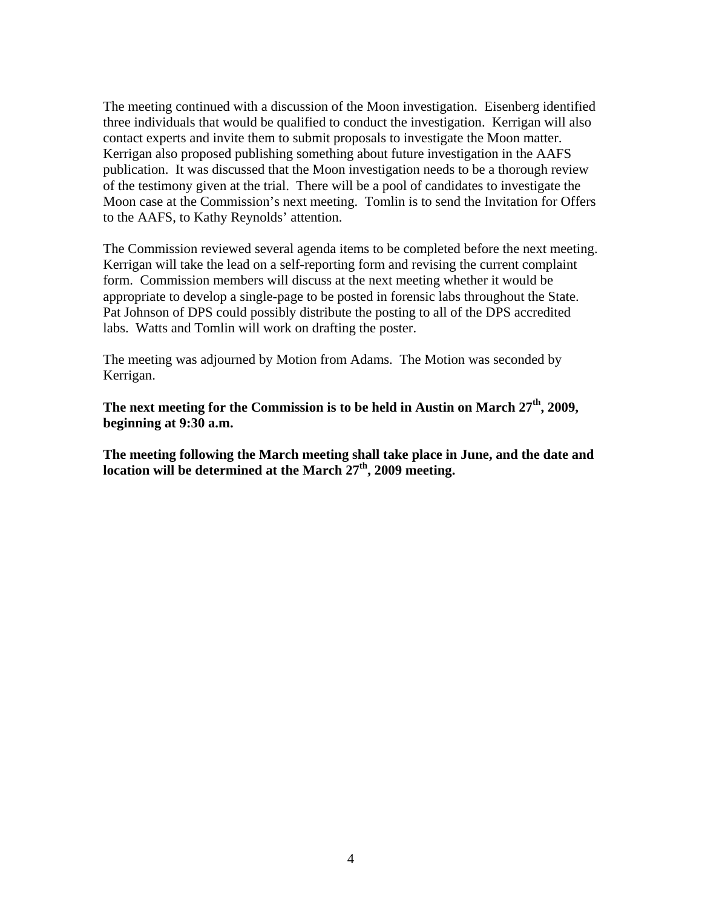The meeting continued with a discussion of the Moon investigation. Eisenberg identified three individuals that would be qualified to conduct the investigation. Kerrigan will also contact experts and invite them to submit proposals to investigate the Moon matter. Kerrigan also proposed publishing something about future investigation in the AAFS publication. It was discussed that the Moon investigation needs to be a thorough review of the testimony given at the trial. There will be a pool of candidates to investigate the Moon case at the Commission's next meeting. Tomlin is to send the Invitation for Offers to the AAFS, to Kathy Reynolds' attention.

The Commission reviewed several agenda items to be completed before the next meeting. Kerrigan will take the lead on a self-reporting form and revising the current complaint form. Commission members will discuss at the next meeting whether it would be appropriate to develop a single-page to be posted in forensic labs throughout the State. Pat Johnson of DPS could possibly distribute the posting to all of the DPS accredited labs. Watts and Tomlin will work on drafting the poster.

The meeting was adjourned by Motion from Adams. The Motion was seconded by Kerrigan.

**The next meeting for the Commission is to be held in Austin on March 27th, 2009, beginning at 9:30 a.m.**

**The meeting following the March meeting shall take place in June, and the date and location will be determined at the March 27th, 2009 meeting.**